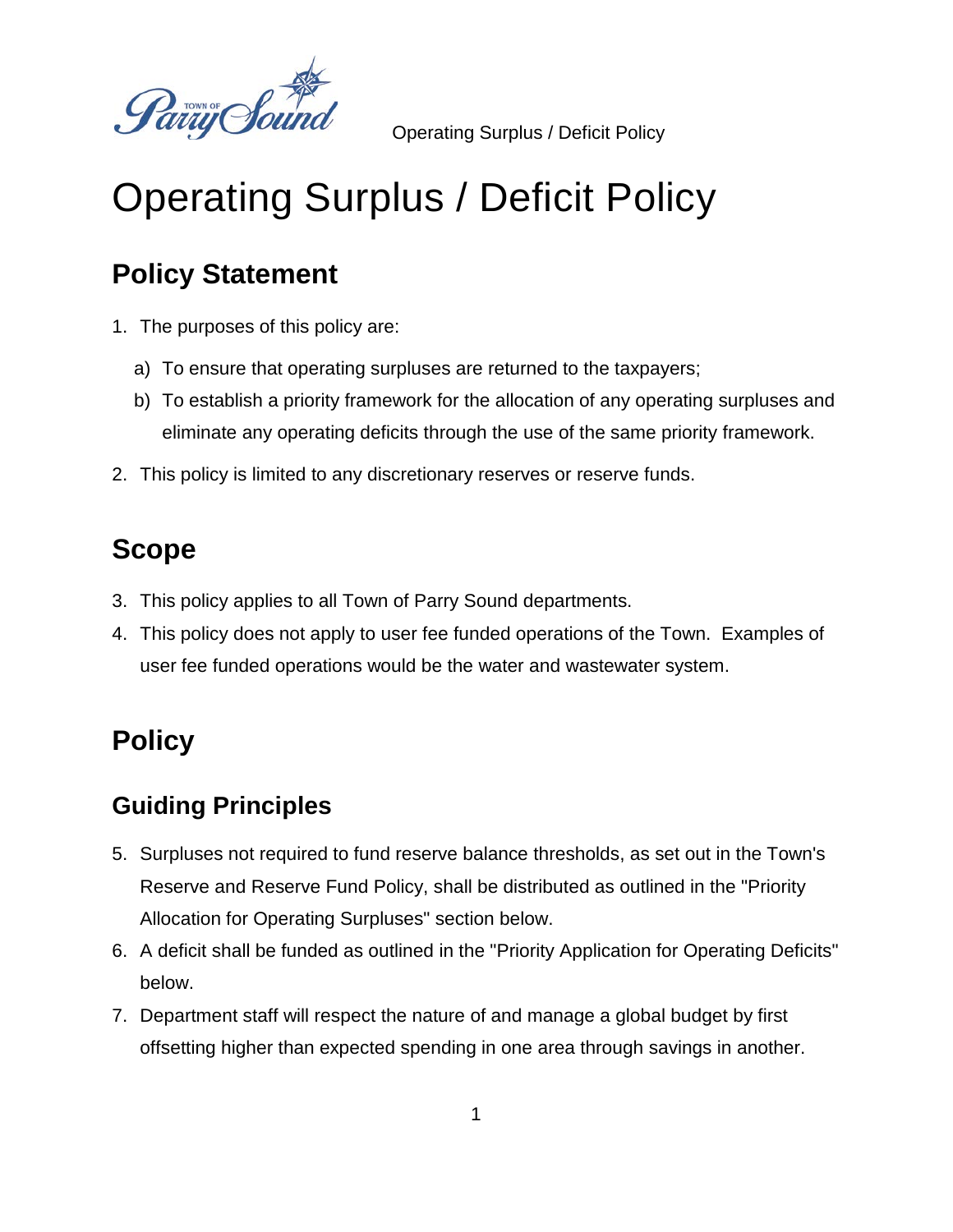# Operating Surplus / Deficit Policy

## Policy Statement

1. The purposes of this policy are:
   a) To ensure that operating surpluses are returned to the taxpayers;
   b) To establish a priority framework for the allocation of any operating surpluses and eliminate any operating deficits through the use of the same priority framework.
2. This policy is limited to any discretionary reserves or reserve funds.

## Scope

3. This policy applies to all Town of Parry Sound departments.
4. This policy does not apply to user fee funded operations of the Town. Examples of user fee funded operations would be the water and wastewater system.

## Policy

### Guiding Principles

5. Surpluses not required to fund reserve balance thresholds, as set out in the Town's Reserve and Reserve Fund Policy, shall be distributed as outlined in the "Priority Allocation for Operating Surpluses" section below.
6. A deficit shall be funded as outlined in the "Priority Application for Operating Deficits" below.
7. Department staff will respect the nature of and manage a global budget by first offsetting higher than expected spending in one area through savings in another.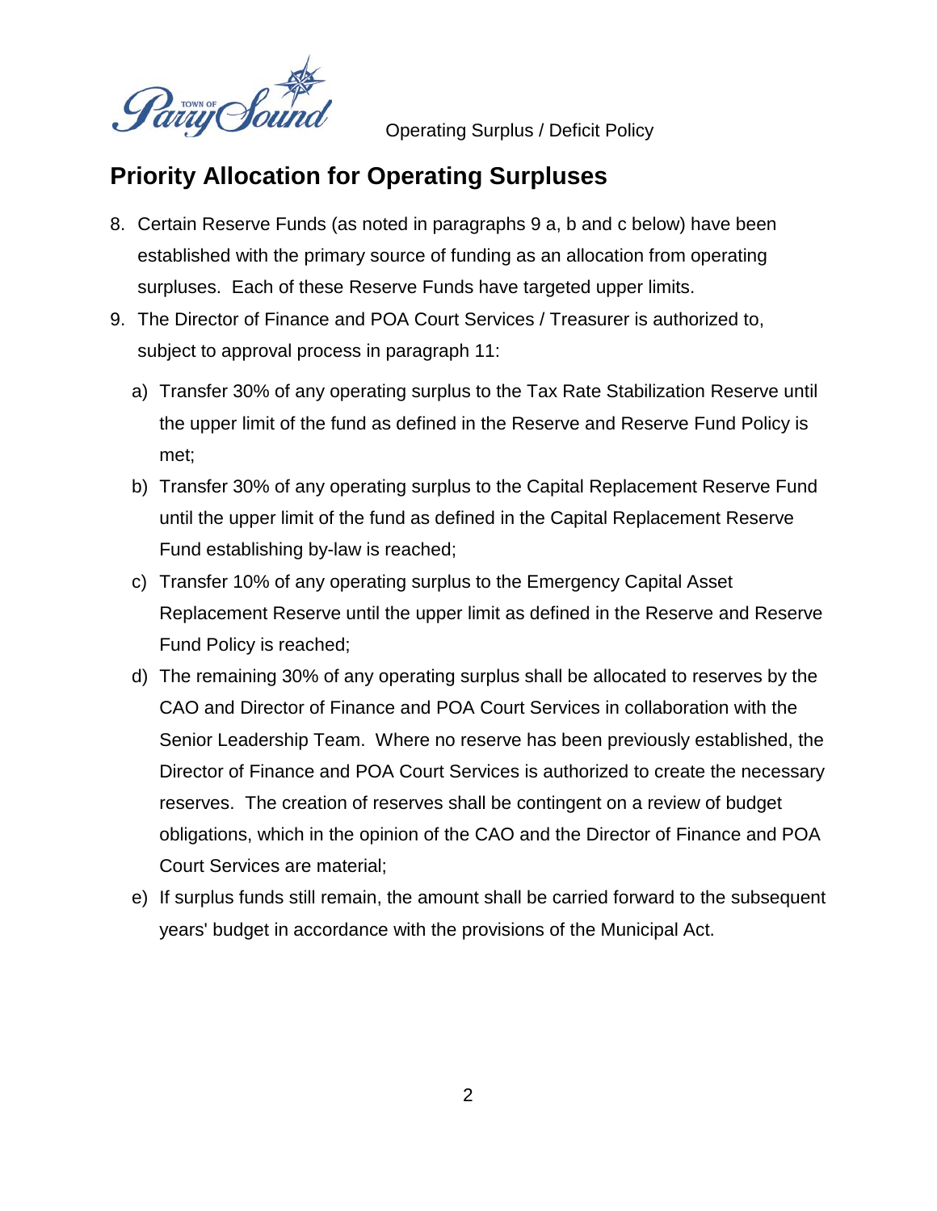## Priority Allocation for Operating Surpluses

8. Certain Reserve Funds (as noted in paragraphs 9 a, b and c below) have been established with the primary source of funding as an allocation from operating surpluses. Each of these Reserve Funds have targeted upper limits.
9. The Director of Finance and POA Court Services / Treasurer is authorized to, subject to approval process in paragraph 11:
   a) Transfer 30% of any operating surplus to the Tax Rate Stabilization Reserve until the upper limit of the fund as defined in the Reserve and Reserve Fund Policy is met;
   b) Transfer 30% of any operating surplus to the Capital Replacement Reserve Fund until the upper limit of the fund as defined in the Capital Replacement Reserve Fund establishing by-law is reached;
   c) Transfer 10% of any operating surplus to the Emergency Capital Asset Replacement Reserve until the upper limit as defined in the Reserve and Reserve Fund Policy is reached;
   d) The remaining 30% of any operating surplus shall be allocated to reserves by the CAO and Director of Finance and POA Court Services in collaboration with the Senior Leadership Team. Where no reserve has been previously established, the Director of Finance and POA Court Services is authorized to create the necessary reserves. The creation of reserves shall be contingent on a review of budget obligations, which in the opinion of the CAO and the Director of Finance and POA Court Services are material;
   e) If surplus funds still remain, the amount shall be carried forward to the subsequent years' budget in accordance with the provisions of the Municipal Act.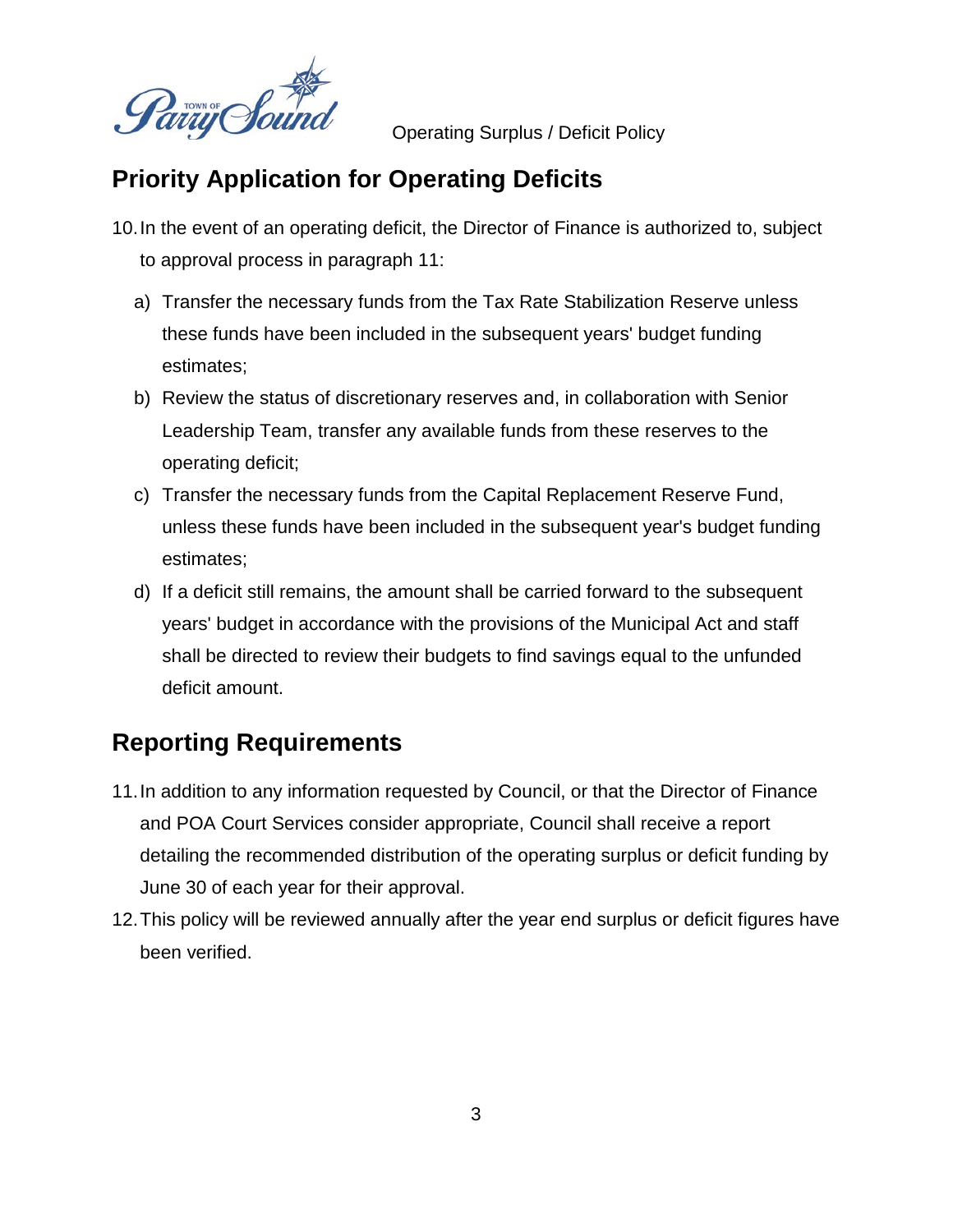## Priority Application for Operating Deficits

10. In the event of an operating deficit, the Director of Finance is authorized to, subject to approval process in paragraph 11:

    a) Transfer the necessary funds from the Tax Rate Stabilization Reserve unless these funds have been included in the subsequent years' budget funding estimates;

    b) Review the status of discretionary reserves and, in collaboration with Senior Leadership Team, transfer any available funds from these reserves to the operating deficit;

    c) Transfer the necessary funds from the Capital Replacement Reserve Fund, unless these funds have been included in the subsequent year's budget funding estimates;

    d) If a deficit still remains, the amount shall be carried forward to the subsequent years' budget in accordance with the provisions of the Municipal Act and staff shall be directed to review their budgets to find savings equal to the unfunded deficit amount.

## Reporting Requirements

11. In addition to any information requested by Council, or that the Director of Finance and POA Court Services consider appropriate, Council shall receive a report detailing the recommended distribution of the operating surplus or deficit funding by June 30 of each year for their approval.
12. This policy will be reviewed annually after the year end surplus or deficit figures have been verified.